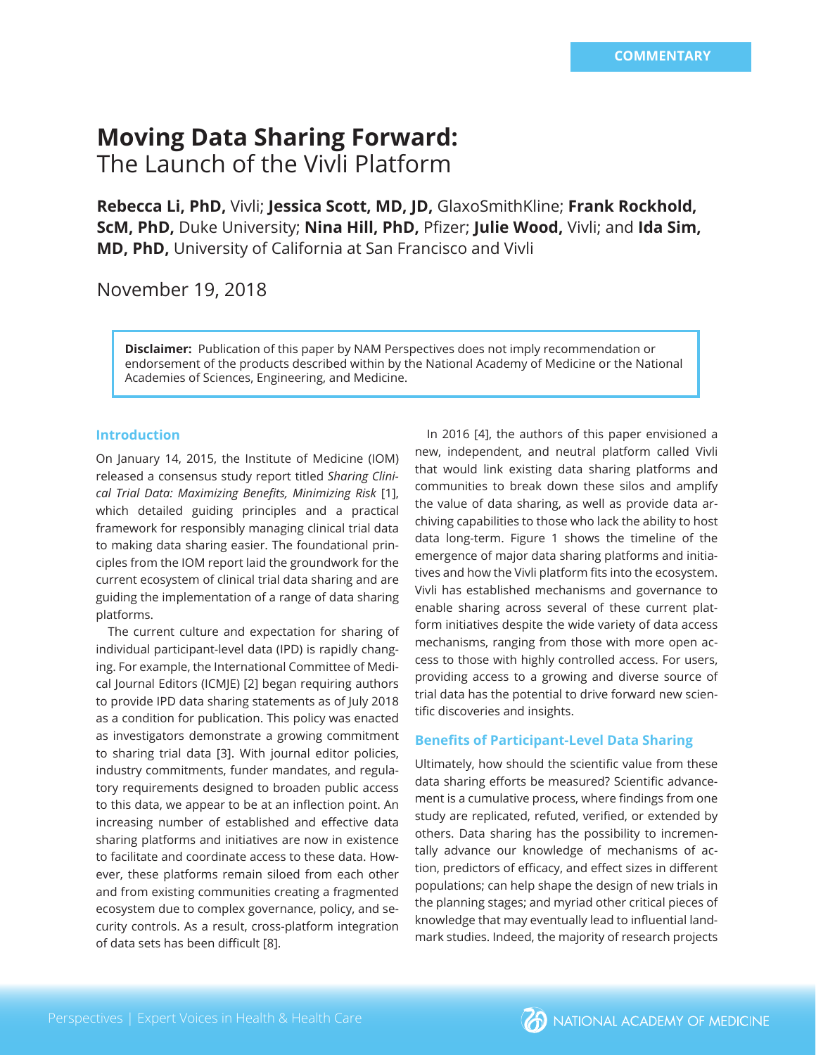COMMENTARY

# Moving Data Sharing Forward:
## The Launch of the Vivli Platform

**Rebecca Li, PhD,** Vivli; **Jessica Scott, MD, JD,** GlaxoSmithKline; **Frank Rockhold, ScM, PhD,** Duke University; **Nina Hill, PhD,** Pfizer; **Julie Wood,** Vivli; and **Ida Sim, MD, PhD,** University of California at San Francisco and Vivli

November 19, 2018

**Disclaimer:** Publication of this paper by NAM Perspectives does not imply recommendation or endorsement of the products described within by the National Academy of Medicine or the National Academies of Sciences, Engineering, and Medicine.

### Introduction

On January 14, 2015, the Institute of Medicine (IOM) released a consensus study report titled *Sharing Clinical Trial Data: Maximizing Benefits, Minimizing Risk* [1], which detailed guiding principles and a practical framework for responsibly managing clinical trial data to making data sharing easier. The foundational principles from the IOM report laid the groundwork for the current ecosystem of clinical trial data sharing and are guiding the implementation of a range of data sharing platforms.

The current culture and expectation for sharing of individual participant-level data (IPD) is rapidly changing. For example, the International Committee of Medical Journal Editors (ICMJE) [2] began requiring authors to provide IPD data sharing statements as of July 2018 as a condition for publication. This policy was enacted as investigators demonstrate a growing commitment to sharing trial data [3]. With journal editor policies, industry commitments, funder mandates, and regulatory requirements designed to broaden public access to this data, we appear to be at an inflection point. An increasing number of established and effective data sharing platforms and initiatives are now in existence to facilitate and coordinate access to these data. However, these platforms remain siloed from each other and from existing communities creating a fragmented ecosystem due to complex governance, policy, and security controls. As a result, cross-platform integration of data sets has been difficult [8].

In 2016 [4], the authors of this paper envisioned a new, independent, and neutral platform called Vivli that would link existing data sharing platforms and communities to break down these silos and amplify the value of data sharing, as well as provide data archiving capabilities to those who lack the ability to host data long-term. Figure 1 shows the timeline of the emergence of major data sharing platforms and initiatives and how the Vivli platform fits into the ecosystem. Vivli has established mechanisms and governance to enable sharing across several of these current platform initiatives despite the wide variety of data access mechanisms, ranging from those with more open access to those with highly controlled access. For users, providing access to a growing and diverse source of trial data has the potential to drive forward new scientific discoveries and insights.

### Benefits of Participant-Level Data Sharing

Ultimately, how should the scientific value from these data sharing efforts be measured? Scientific advancement is a cumulative process, where findings from one study are replicated, refuted, verified, or extended by others. Data sharing has the possibility to incrementally advance our knowledge of mechanisms of action, predictors of efficacy, and effect sizes in different populations; can help shape the design of new trials in the planning stages; and myriad other critical pieces of knowledge that may eventually lead to influential landmark studies. Indeed, the majority of research projects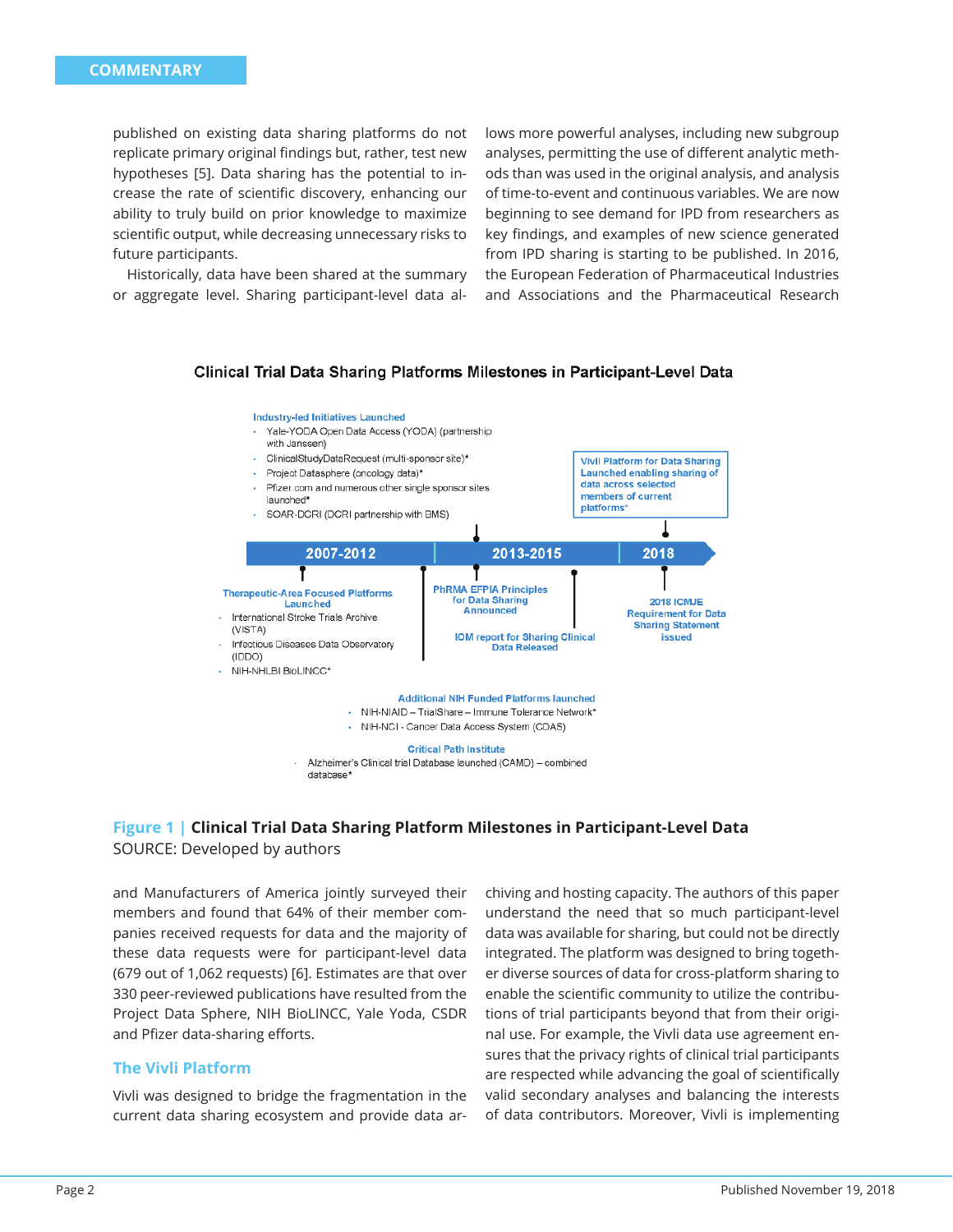published on existing data sharing platforms do not replicate primary original findings but, rather, test new hypotheses [5]. Data sharing has the potential to increase the rate of scientific discovery, enhancing our ability to truly build on prior knowledge to maximize scientific output, while decreasing unnecessary risks to future participants.

Historically, data have been shared at the summary or aggregate level. Sharing participant-level data allows more powerful analyses, including new subgroup analyses, permitting the use of different analytic methods than was used in the original analysis, and analysis of time-to-event and continuous variables. We are now beginning to see demand for IPD from researchers as key findings, and examples of new science generated from IPD sharing is starting to be published. In 2016, the European Federation of Pharmaceutical Industries and Associations and the Pharmaceutical Research

**Clinical Trial Data Sharing Platforms Milestones in Participant-Level Data**

**2007-2012**

Industry-led Initiatives Launched
- Yale-YODA Open Data Access (YODA) (partnership with Janssen)
- ClinicalStudyDataRequest (multi-sponsor site)*
- Project Datasphere (oncology data)*
- Pfizer.com and numerous other single sponsor sites launched*
- SOAR-DCRI (DCRI partnership with BMS)

Therapeutic-Area Focused Platforms Launched
- International Stroke Trials Archive (VISTA)
- Infectious Diseases Data Observatory (IDDO)
- NIH-NHLBI BioLINCC*

**2013-2015**

PhRMA EFPIA Principles for Data Sharing Announced

IOM report for Sharing Clinical Data Released

Additional NIH Funded Platforms launched
- NIH-NIAID – TrialShare – Immune Tolerance Network*
- NIH-NCI - Cancer Data Access System (CDAS)

Critical Path Institute
- Alzheimer's Clinical trial Database launched (CAMD) – combined database*

**2018**

Vivli Platform for Data Sharing Launched enabling sharing of data across selected members of current platforms*

2018 ICMJE Requirement for Data Sharing Statement issued

**Figure 1 | Clinical Trial Data Sharing Platform Milestones in Participant-Level Data**
SOURCE: Developed by authors

and Manufacturers of America jointly surveyed their members and found that 64% of their member companies received requests for data and the majority of these data requests were for participant-level data (679 out of 1,062 requests) [6]. Estimates are that over 330 peer-reviewed publications have resulted from the Project Data Sphere, NIH BioLINCC, Yale Yoda, CSDR and Pfizer data-sharing efforts.

## The Vivli Platform

Vivli was designed to bridge the fragmentation in the current data sharing ecosystem and provide data archiving and hosting capacity. The authors of this paper understand the need that so much participant-level data was available for sharing, but could not be directly integrated. The platform was designed to bring together diverse sources of data for cross-platform sharing to enable the scientific community to utilize the contributions of trial participants beyond that from their original use. For example, the Vivli data use agreement ensures that the privacy rights of clinical trial participants are respected while advancing the goal of scientifically valid secondary analyses and balancing the interests of data contributors. Moreover, Vivli is implementing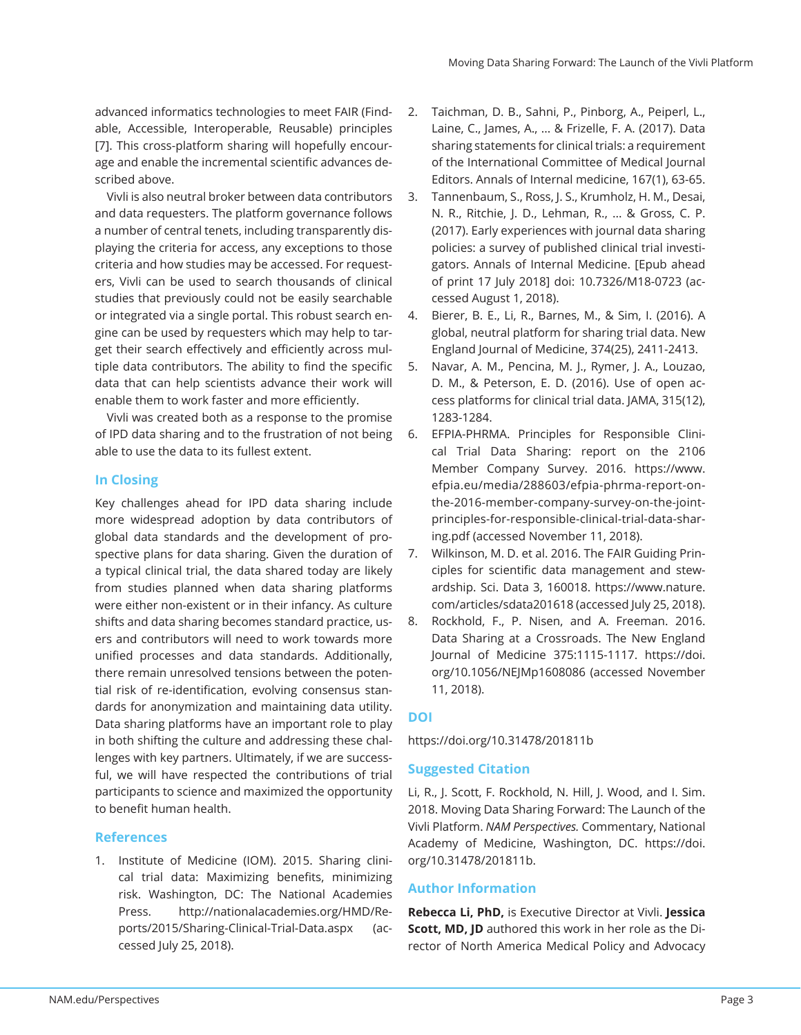advanced informatics technologies to meet FAIR (Findable, Accessible, Interoperable, Reusable) principles [7]. This cross-platform sharing will hopefully encourage and enable the incremental scientific advances described above.

Vivli is also neutral broker between data contributors and data requesters. The platform governance follows a number of central tenets, including transparently displaying the criteria for access, any exceptions to those criteria and how studies may be accessed. For requesters, Vivli can be used to search thousands of clinical studies that previously could not be easily searchable or integrated via a single portal. This robust search engine can be used by requesters which may help to target their search effectively and efficiently across multiple data contributors. The ability to find the specific data that can help scientists advance their work will enable them to work faster and more efficiently.

Vivli was created both as a response to the promise of IPD data sharing and to the frustration of not being able to use the data to its fullest extent.

## In Closing

Key challenges ahead for IPD data sharing include more widespread adoption by data contributors of global data standards and the development of prospective plans for data sharing. Given the duration of a typical clinical trial, the data shared today are likely from studies planned when data sharing platforms were either non-existent or in their infancy. As culture shifts and data sharing becomes standard practice, users and contributors will need to work towards more unified processes and data standards. Additionally, there remain unresolved tensions between the potential risk of re-identification, evolving consensus standards for anonymization and maintaining data utility. Data sharing platforms have an important role to play in both shifting the culture and addressing these challenges with key partners. Ultimately, if we are successful, we will have respected the contributions of trial participants to science and maximized the opportunity to benefit human health.

## References

1. Institute of Medicine (IOM). 2015. Sharing clinical trial data: Maximizing benefits, minimizing risk. Washington, DC: The National Academies Press. http://nationalacademies.org/HMD/Reports/2015/Sharing-Clinical-Trial-Data.aspx (accessed July 25, 2018).
2. Taichman, D. B., Sahni, P., Pinborg, A., Peiperl, L., Laine, C., James, A., ... & Frizelle, F. A. (2017). Data sharing statements for clinical trials: a requirement of the International Committee of Medical Journal Editors. Annals of Internal medicine, 167(1), 63-65.
3. Tannenbaum, S., Ross, J. S., Krumholz, H. M., Desai, N. R., Ritchie, J. D., Lehman, R., ... & Gross, C. P. (2017). Early experiences with journal data sharing policies: a survey of published clinical trial investigators. Annals of Internal Medicine. [Epub ahead of print 17 July 2018] doi: 10.7326/M18-0723 (accessed August 1, 2018).
4. Bierer, B. E., Li, R., Barnes, M., & Sim, I. (2016). A global, neutral platform for sharing trial data. New England Journal of Medicine, 374(25), 2411-2413.
5. Navar, A. M., Pencina, M. J., Rymer, J. A., Louzao, D. M., & Peterson, E. D. (2016). Use of open access platforms for clinical trial data. JAMA, 315(12), 1283-1284.
6. EFPIA-PHRMA. Principles for Responsible Clinical Trial Data Sharing: report on the 2106 Member Company Survey. 2016. https://www.efpia.eu/media/288603/efpia-phrma-report-on-the-2016-member-company-survey-on-the-joint-principles-for-responsible-clinical-trial-data-sharing.pdf (accessed November 11, 2018).
7. Wilkinson, M. D. et al. 2016. The FAIR Guiding Principles for scientific data management and stewardship. Sci. Data 3, 160018. https://www.nature.com/articles/sdata201618 (accessed July 25, 2018).
8. Rockhold, F., P. Nisen, and A. Freeman. 2016. Data Sharing at a Crossroads. The New England Journal of Medicine 375:1115-1117. https://doi.org/10.1056/NEJMp1608086 (accessed November 11, 2018).

## DOI

https://doi.org/10.31478/201811b

## Suggested Citation

Li, R., J. Scott, F. Rockhold, N. Hill, J. Wood, and I. Sim. 2018. Moving Data Sharing Forward: The Launch of the Vivli Platform. *NAM Perspectives.* Commentary, National Academy of Medicine, Washington, DC. https://doi.org/10.31478/201811b.

## Author Information

**Rebecca Li, PhD,** is Executive Director at Vivli. **Jessica Scott, MD, JD** authored this work in her role as the Director of North America Medical Policy and Advocacy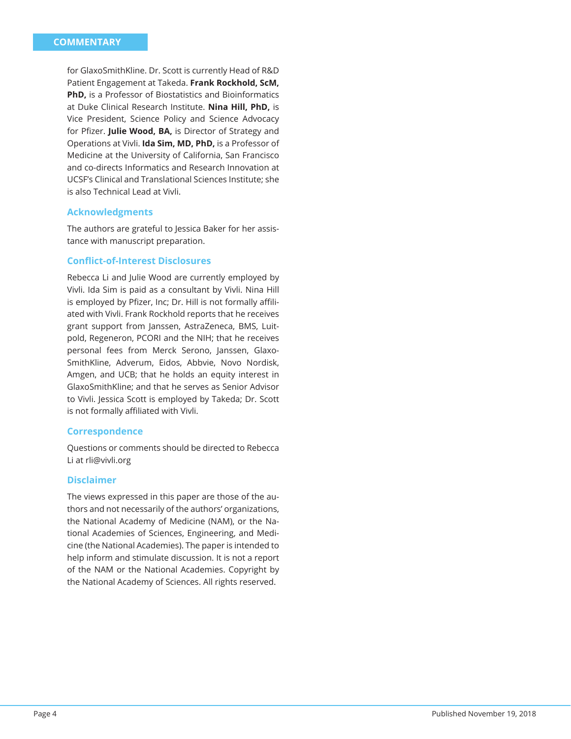for GlaxoSmithKline. Dr. Scott is currently Head of R&D Patient Engagement at Takeda. **Frank Rockhold, ScM, PhD,** is a Professor of Biostatistics and Bioinformatics at Duke Clinical Research Institute. **Nina Hill, PhD,** is Vice President, Science Policy and Science Advocacy for Pfizer. **Julie Wood, BA,** is Director of Strategy and Operations at Vivli. **Ida Sim, MD, PhD,** is a Professor of Medicine at the University of California, San Francisco and co-directs Informatics and Research Innovation at UCSF's Clinical and Translational Sciences Institute; she is also Technical Lead at Vivli.

## Acknowledgments

The authors are grateful to Jessica Baker for her assistance with manuscript preparation.

## Conflict-of-Interest Disclosures

Rebecca Li and Julie Wood are currently employed by Vivli. Ida Sim is paid as a consultant by Vivli. Nina Hill is employed by Pfizer, Inc; Dr. Hill is not formally affiliated with Vivli. Frank Rockhold reports that he receives grant support from Janssen, AstraZeneca, BMS, Luitpold, Regeneron, PCORI and the NIH; that he receives personal fees from Merck Serono, Janssen, GlaxoSmithKline, Adverum, Eidos, Abbvie, Novo Nordisk, Amgen, and UCB; that he holds an equity interest in GlaxoSmithKline; and that he serves as Senior Advisor to Vivli. Jessica Scott is employed by Takeda; Dr. Scott is not formally affiliated with Vivli.

## Correspondence

Questions or comments should be directed to Rebecca Li at rli@vivli.org

## Disclaimer

The views expressed in this paper are those of the authors and not necessarily of the authors' organizations, the National Academy of Medicine (NAM), or the National Academies of Sciences, Engineering, and Medicine (the National Academies). The paper is intended to help inform and stimulate discussion. It is not a report of the NAM or the National Academies. Copyright by the National Academy of Sciences. All rights reserved.